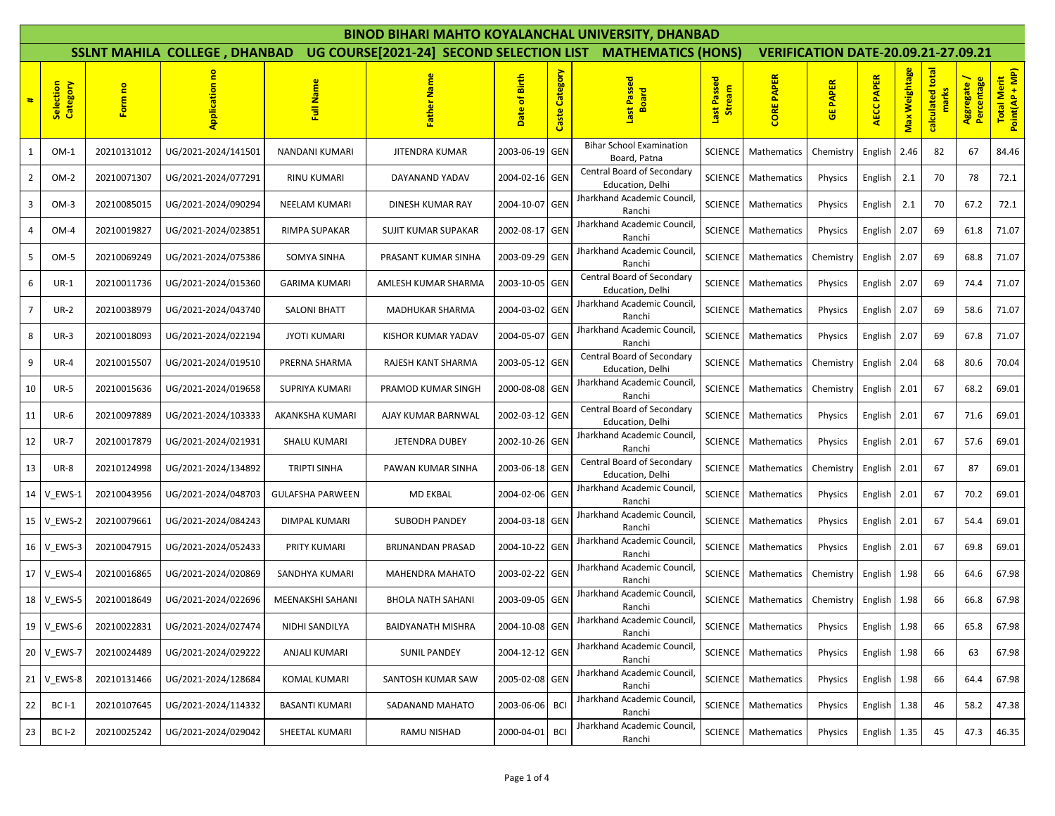# BINOD BIHARI MAHTO KOYALANCHAL UNIVERSITY, DHANBAD

## SSLNT MAHILA COLLEGE , DHANBAD UG COURSE[2021-24] SECOND SELECTION LIST MATHEMATICS (HONS) VERIFICATION DATE-20.09.21-27.09.21

| # | Selection Category | Form no | Application no | Full Name | Father Name | Date of Birth | Caste Category | Last Passed Board | Last Passed Stream | CORE PAPER | GE PAPER | AECC PAPER | Max Weightage | calculated total marks | Aggregate / Percentage | Total Merit Point(AP + MP) |
|---|---|---|---|---|---|---|---|---|---|---|---|---|---|---|---|---|
| 1 | OM-1 | 20210131012 | UG/2021-2024/141501 | NANDANI KUMARI | JITENDRA KUMAR | 2003-06-19 | GEN | Bihar School Examination Board, Patna | SCIENCE | Mathematics | Chemistry | English | 2.46 | 82 | 67 | 84.46 |
| 2 | OM-2 | 20210071307 | UG/2021-2024/077291 | RINU KUMARI | DAYANAND YADAV | 2004-02-16 | GEN | Central Board of Secondary Education, Delhi | SCIENCE | Mathematics | Physics | English | 2.1 | 70 | 78 | 72.1 |
| 3 | OM-3 | 20210085015 | UG/2021-2024/090294 | NEELAM KUMARI | DINESH KUMAR RAY | 2004-10-07 | GEN | Jharkhand Academic Council, Ranchi | SCIENCE | Mathematics | Physics | English | 2.1 | 70 | 67.2 | 72.1 |
| 4 | OM-4 | 20210019827 | UG/2021-2024/023851 | RIMPA SUPAKAR | SUJIT KUMAR SUPAKAR | 2002-08-17 | GEN | Jharkhand Academic Council, Ranchi | SCIENCE | Mathematics | Physics | English | 2.07 | 69 | 61.8 | 71.07 |
| 5 | OM-5 | 20210069249 | UG/2021-2024/075386 | SOMYA SINHA | PRASANT KUMAR SINHA | 2003-09-29 | GEN | Jharkhand Academic Council, Ranchi | SCIENCE | Mathematics | Chemistry | English | 2.07 | 69 | 68.8 | 71.07 |
| 6 | UR-1 | 20210011736 | UG/2021-2024/015360 | GARIMA KUMARI | AMLESH KUMAR SHARMA | 2003-10-05 | GEN | Central Board of Secondary Education, Delhi | SCIENCE | Mathematics | Physics | English | 2.07 | 69 | 74.4 | 71.07 |
| 7 | UR-2 | 20210038979 | UG/2021-2024/043740 | SALONI BHATT | MADHUKAR SHARMA | 2004-03-02 | GEN | Jharkhand Academic Council, Ranchi | SCIENCE | Mathematics | Physics | English | 2.07 | 69 | 58.6 | 71.07 |
| 8 | UR-3 | 20210018093 | UG/2021-2024/022194 | JYOTI KUMARI | KISHOR KUMAR YADAV | 2004-05-07 | GEN | Jharkhand Academic Council, Ranchi | SCIENCE | Mathematics | Physics | English | 2.07 | 69 | 67.8 | 71.07 |
| 9 | UR-4 | 20210015507 | UG/2021-2024/019510 | PRERNA SHARMA | RAJESH KANT SHARMA | 2003-05-12 | GEN | Central Board of Secondary Education, Delhi | SCIENCE | Mathematics | Chemistry | English | 2.04 | 68 | 80.6 | 70.04 |
| 10 | UR-5 | 20210015636 | UG/2021-2024/019658 | SUPRIYA KUMARI | PRAMOD KUMAR SINGH | 2000-08-08 | GEN | Jharkhand Academic Council, Ranchi | SCIENCE | Mathematics | Chemistry | English | 2.01 | 67 | 68.2 | 69.01 |
| 11 | UR-6 | 20210097889 | UG/2021-2024/103333 | AKANKSHA KUMARI | AJAY KUMAR BARNWAL | 2002-03-12 | GEN | Central Board of Secondary Education, Delhi | SCIENCE | Mathematics | Physics | English | 2.01 | 67 | 71.6 | 69.01 |
| 12 | UR-7 | 20210017879 | UG/2021-2024/021931 | SHALU KUMARI | JETENDRA DUBEY | 2002-10-26 | GEN | Jharkhand Academic Council, Ranchi | SCIENCE | Mathematics | Physics | English | 2.01 | 67 | 57.6 | 69.01 |
| 13 | UR-8 | 20210124998 | UG/2021-2024/134892 | TRIPTI SINHA | PAWAN KUMAR SINHA | 2003-06-18 | GEN | Central Board of Secondary Education, Delhi | SCIENCE | Mathematics | Chemistry | English | 2.01 | 67 | 87 | 69.01 |
| 14 | V_EWS-1 | 20210043956 | UG/2021-2024/048703 | GULAFSHA PARWEEN | MD EKBAL | 2004-02-06 | GEN | Jharkhand Academic Council, Ranchi | SCIENCE | Mathematics | Physics | English | 2.01 | 67 | 70.2 | 69.01 |
| 15 | V_EWS-2 | 20210079661 | UG/2021-2024/084243 | DIMPAL KUMARI | SUBODH PANDEY | 2004-03-18 | GEN | Jharkhand Academic Council, Ranchi | SCIENCE | Mathematics | Physics | English | 2.01 | 67 | 54.4 | 69.01 |
| 16 | V_EWS-3 | 20210047915 | UG/2021-2024/052433 | PRITY KUMARI | BRIJNANDAN PRASAD | 2004-10-22 | GEN | Jharkhand Academic Council, Ranchi | SCIENCE | Mathematics | Physics | English | 2.01 | 67 | 69.8 | 69.01 |
| 17 | V_EWS-4 | 20210016865 | UG/2021-2024/020869 | SANDHYA KUMARI | MAHENDRA MAHATO | 2003-02-22 | GEN | Jharkhand Academic Council, Ranchi | SCIENCE | Mathematics | Chemistry | English | 1.98 | 66 | 64.6 | 67.98 |
| 18 | V_EWS-5 | 20210018649 | UG/2021-2024/022696 | MEENAKSHI SAHANI | BHOLA NATH SAHANI | 2003-09-05 | GEN | Jharkhand Academic Council, Ranchi | SCIENCE | Mathematics | Chemistry | English | 1.98 | 66 | 66.8 | 67.98 |
| 19 | V_EWS-6 | 20210022831 | UG/2021-2024/027474 | NIDHI SANDILYA | BAIDYANATH MISHRA | 2004-10-08 | GEN | Jharkhand Academic Council, Ranchi | SCIENCE | Mathematics | Physics | English | 1.98 | 66 | 65.8 | 67.98 |
| 20 | V_EWS-7 | 20210024489 | UG/2021-2024/029222 | ANJALI KUMARI | SUNIL PANDEY | 2004-12-12 | GEN | Jharkhand Academic Council, Ranchi | SCIENCE | Mathematics | Physics | English | 1.98 | 66 | 63 | 67.98 |
| 21 | V_EWS-8 | 20210131466 | UG/2021-2024/128684 | KOMAL KUMARI | SANTOSH KUMAR SAW | 2005-02-08 | GEN | Jharkhand Academic Council, Ranchi | SCIENCE | Mathematics | Physics | English | 1.98 | 66 | 64.4 | 67.98 |
| 22 | BC I-1 | 20210107645 | UG/2021-2024/114332 | BASANTI KUMARI | SADANAND MAHATO | 2003-06-06 | BCI | Jharkhand Academic Council, Ranchi | SCIENCE | Mathematics | Physics | English | 1.38 | 46 | 58.2 | 47.38 |
| 23 | BC I-2 | 20210025242 | UG/2021-2024/029042 | SHEETAL KUMARI | RAMU NISHAD | 2000-04-01 | BCI | Jharkhand Academic Council, Ranchi | SCIENCE | Mathematics | Physics | English | 1.35 | 45 | 47.3 | 46.35 |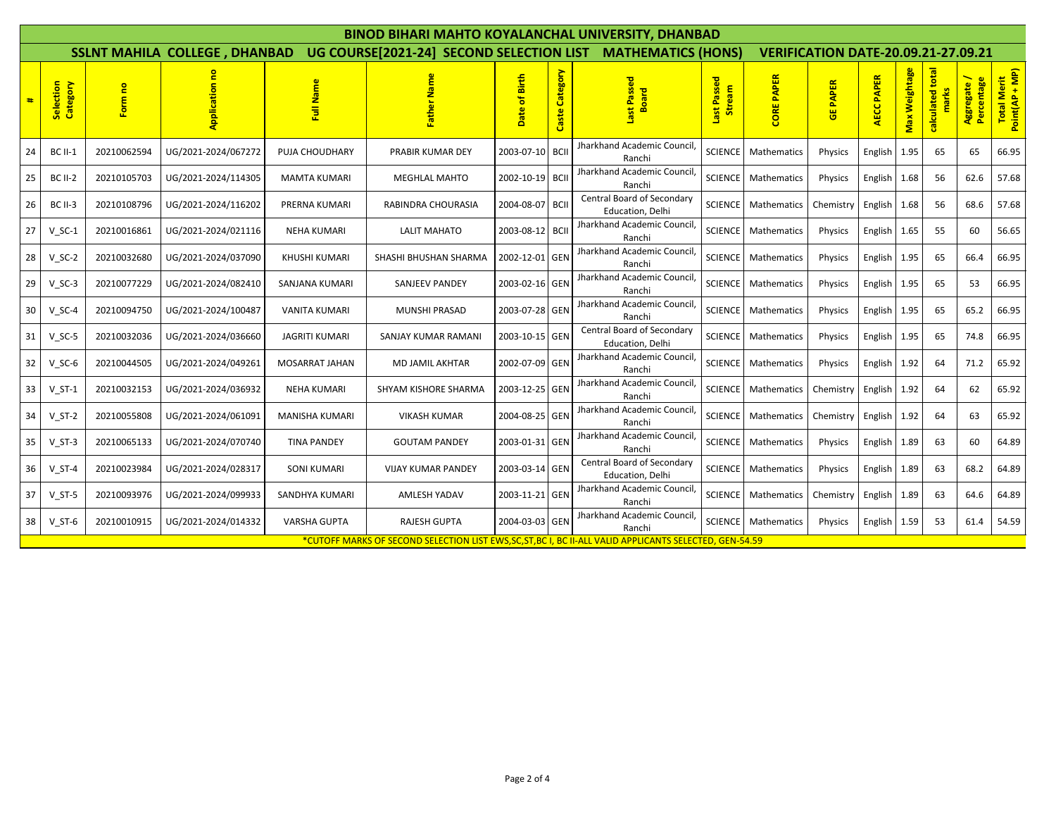# BINOD BIHARI MAHTO KOYALANCHAL UNIVERSITY, DHANBAD

## SSLNT MAHILA COLLEGE , DHANBAD UG COURSE[2021-24] SECOND SELECTION LIST MATHEMATICS (HONS) VERIFICATION DATE-20.09.21-27.09.21

| # | Selection Category | Form no | Application no | Full Name | Father Name | Date of Birth | Caste Category | Last Passed Board | Last Passed Stream | CORE PAPER | GE PAPER | AECC PAPER | Max Weightage | calculated total marks | Aggregate / Percentage | Total Merit Point(AP + MP) |
|---|---|---|---|---|---|---|---|---|---|---|---|---|---|---|---|---|
| 24 | BC II-1 | 20210062594 | UG/2021-2024/067272 | PUJA CHOUDHARY | PRABIR KUMAR DEY | 2003-07-10 | BCII | Jharkhand Academic Council, Ranchi | SCIENCE | Mathematics | Physics | English | 1.95 | 65 | 65 | 66.95 |
| 25 | BC II-2 | 20210105703 | UG/2021-2024/114305 | MAMTA KUMARI | MEGHLAL MAHTO | 2002-10-19 | BCII | Jharkhand Academic Council, Ranchi | SCIENCE | Mathematics | Physics | English | 1.68 | 56 | 62.6 | 57.68 |
| 26 | BC II-3 | 20210108796 | UG/2021-2024/116202 | PRERNA KUMARI | RABINDRA CHOURASIA | 2004-08-07 | BCII | Central Board of Secondary Education, Delhi | SCIENCE | Mathematics | Chemistry | English | 1.68 | 56 | 68.6 | 57.68 |
| 27 | V_SC-1 | 20210016861 | UG/2021-2024/021116 | NEHA KUMARI | LALIT MAHATO | 2003-08-12 | BCII | Jharkhand Academic Council, Ranchi | SCIENCE | Mathematics | Physics | English | 1.65 | 55 | 60 | 56.65 |
| 28 | V_SC-2 | 20210032680 | UG/2021-2024/037090 | KHUSHI KUMARI | SHASHI BHUSHAN SHARMA | 2002-12-01 | GEN | Jharkhand Academic Council, Ranchi | SCIENCE | Mathematics | Physics | English | 1.95 | 65 | 66.4 | 66.95 |
| 29 | V_SC-3 | 20210077229 | UG/2021-2024/082410 | SANJANA KUMARI | SANJEEV PANDEY | 2003-02-16 | GEN | Jharkhand Academic Council, Ranchi | SCIENCE | Mathematics | Physics | English | 1.95 | 65 | 53 | 66.95 |
| 30 | V_SC-4 | 20210094750 | UG/2021-2024/100487 | VANITA KUMARI | MUNSHI PRASAD | 2003-07-28 | GEN | Jharkhand Academic Council, Ranchi | SCIENCE | Mathematics | Physics | English | 1.95 | 65 | 65.2 | 66.95 |
| 31 | V_SC-5 | 20210032036 | UG/2021-2024/036660 | JAGRITI KUMARI | SANJAY KUMAR RAMANI | 2003-10-15 | GEN | Central Board of Secondary Education, Delhi | SCIENCE | Mathematics | Physics | English | 1.95 | 65 | 74.8 | 66.95 |
| 32 | V_SC-6 | 20210044505 | UG/2021-2024/049261 | MOSARRAT JAHAN | MD JAMIL AKHTAR | 2002-07-09 | GEN | Jharkhand Academic Council, Ranchi | SCIENCE | Mathematics | Physics | English | 1.92 | 64 | 71.2 | 65.92 |
| 33 | V_ST-1 | 20210032153 | UG/2021-2024/036932 | NEHA KUMARI | SHYAM KISHORE SHARMA | 2003-12-25 | GEN | Jharkhand Academic Council, Ranchi | SCIENCE | Mathematics | Chemistry | English | 1.92 | 64 | 62 | 65.92 |
| 34 | V_ST-2 | 20210055808 | UG/2021-2024/061091 | MANISHA KUMARI | VIKASH KUMAR | 2004-08-25 | GEN | Jharkhand Academic Council, Ranchi | SCIENCE | Mathematics | Chemistry | English | 1.92 | 64 | 63 | 65.92 |
| 35 | V_ST-3 | 20210065133 | UG/2021-2024/070740 | TINA PANDEY | GOUTAM PANDEY | 2003-01-31 | GEN | Jharkhand Academic Council, Ranchi | SCIENCE | Mathematics | Physics | English | 1.89 | 63 | 60 | 64.89 |
| 36 | V_ST-4 | 20210023984 | UG/2021-2024/028317 | SONI KUMARI | VIJAY KUMAR PANDEY | 2003-03-14 | GEN | Central Board of Secondary Education, Delhi | SCIENCE | Mathematics | Physics | English | 1.89 | 63 | 68.2 | 64.89 |
| 37 | V_ST-5 | 20210093976 | UG/2021-2024/099933 | SANDHYA KUMARI | AMLESH YADAV | 2003-11-21 | GEN | Jharkhand Academic Council, Ranchi | SCIENCE | Mathematics | Chemistry | English | 1.89 | 63 | 64.6 | 64.89 |
| 38 | V_ST-6 | 20210010915 | UG/2021-2024/014332 | VARSHA GUPTA | RAJESH GUPTA | 2004-03-03 | GEN | Jharkhand Academic Council, Ranchi | SCIENCE | Mathematics | Physics | English | 1.59 | 53 | 61.4 | 54.59 |

*CUTOFF MARKS OF SECOND SELECTION LIST EWS,SC,ST,BC I, BC II-ALL VALID APPLICANTS SELECTED, GEN-54.59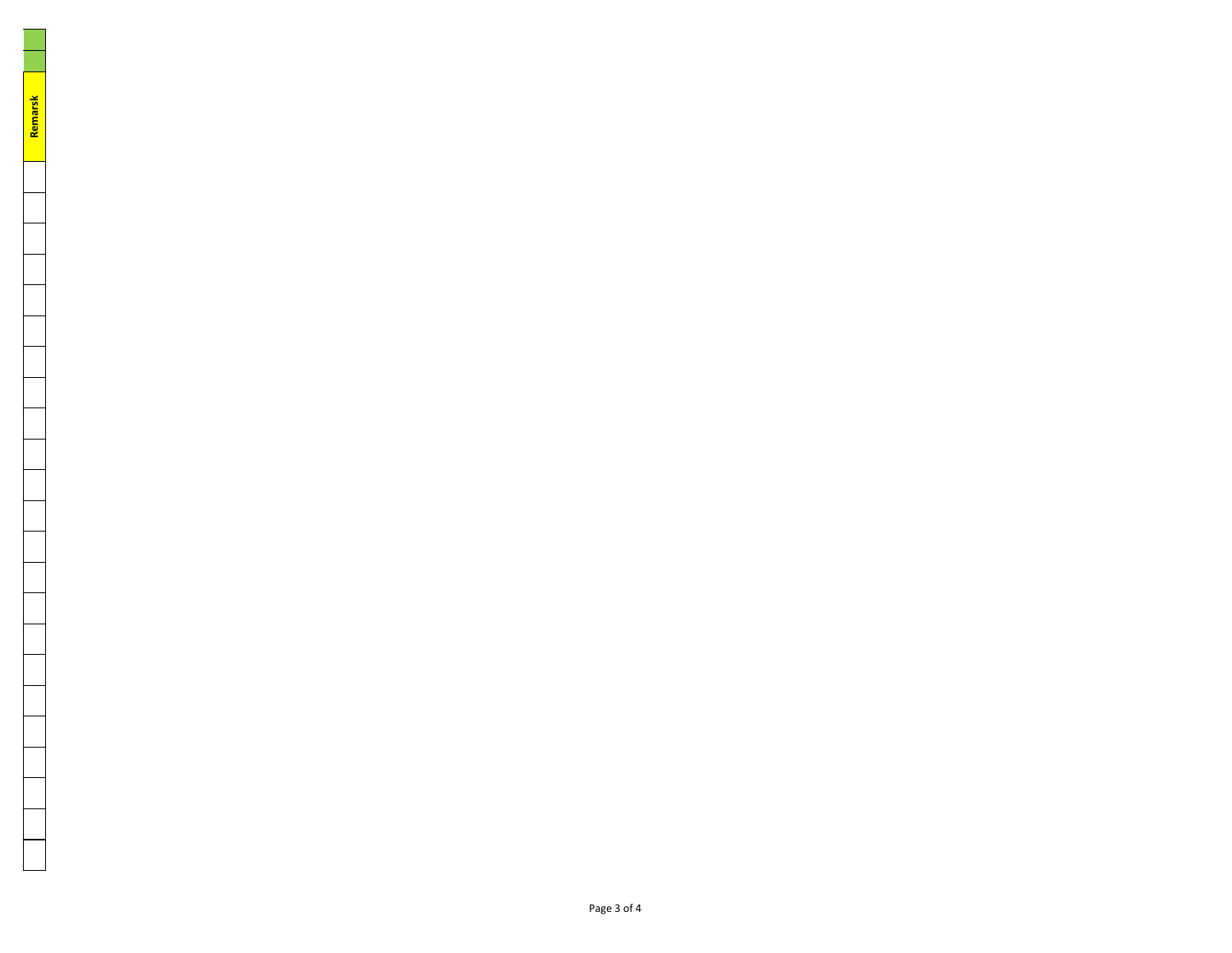| Remarsk |
| --- |
| |
| |
| |
| |
| |
| |
| |
| |
| |
| |
| |
| |
| |
| |
| |
| |
| |
| |
| |
| |
| |
| |
| |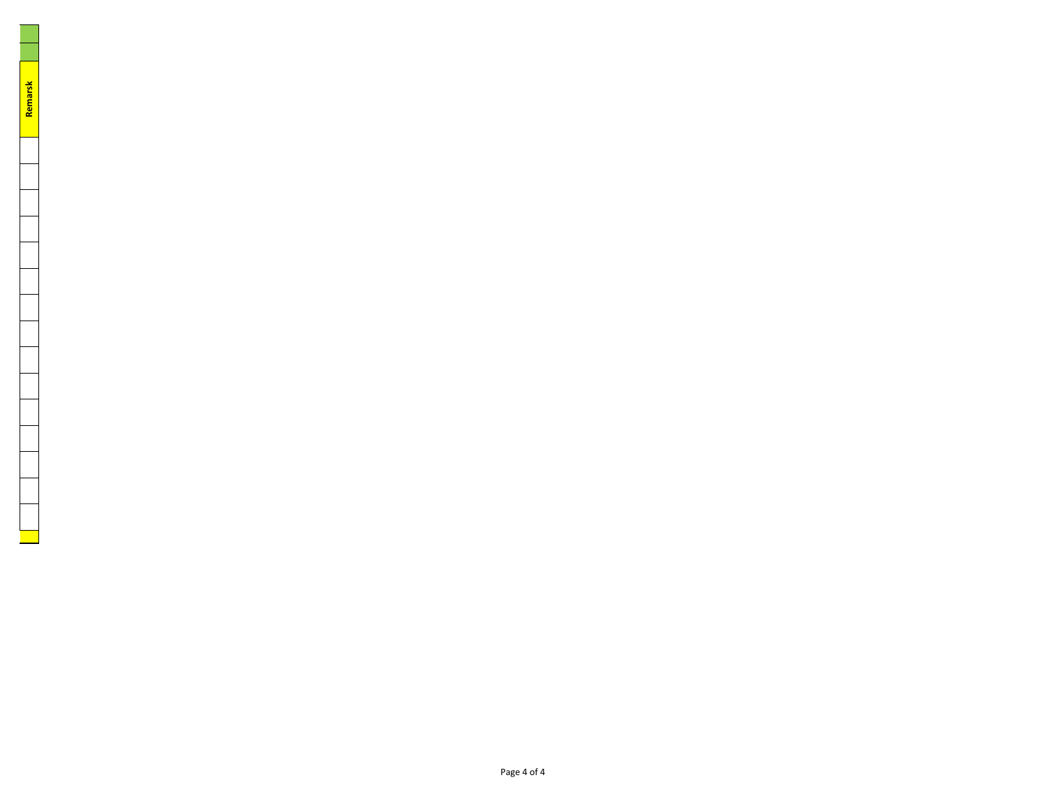| Remarsk |
| --- |
| |
| |
| |
| |
| |
| |
| |
| |
| |
| |
| |
| |
| |
| |
| |
| |